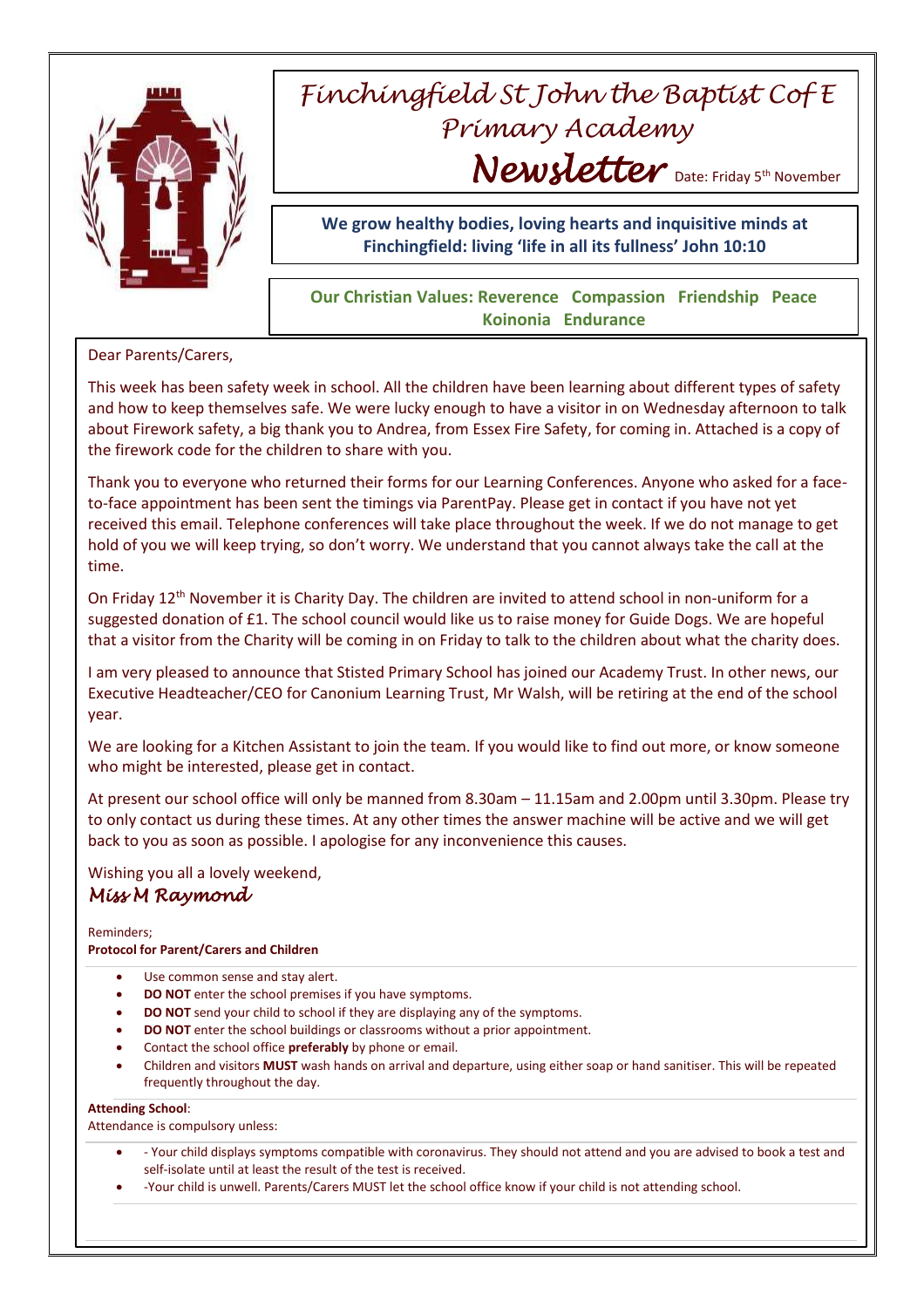# Finchingfield St John the Baptist C of E Primary Academy

## Newsletter

Date: Friday 5th November

**We grow healthy bodies, loving hearts and inquisitive minds at Finchingfield: living 'life in all its fullness' John 10:10**

**Our Christian Values: Reverence Compassion Friendship Peace Koinonia Endurance**

Dear Parents/Carers,

This week has been safety week in school. All the children have been learning about different types of safety and how to keep themselves safe. We were lucky enough to have a visitor in on Wednesday afternoon to talk about Firework safety, a big thank you to Andrea, from Essex Fire Safety, for coming in. Attached is a copy of the firework code for the children to share with you.

Thank you to everyone who returned their forms for our Learning Conferences. Anyone who asked for a face-to-face appointment has been sent the timings via ParentPay. Please get in contact if you have not yet received this email. Telephone conferences will take place throughout the week. If we do not manage to get hold of you we will keep trying, so don't worry. We understand that you cannot always take the call at the time.

On Friday 12th November it is Charity Day. The children are invited to attend school in non-uniform for a suggested donation of £1. The school council would like us to raise money for Guide Dogs. We are hopeful that a visitor from the Charity will be coming in on Friday to talk to the children about what the charity does.

I am very pleased to announce that Stisted Primary School has joined our Academy Trust. In other news, our Executive Headteacher/CEO for Canonium Learning Trust, Mr Walsh, will be retiring at the end of the school year.

We are looking for a Kitchen Assistant to join the team. If you would like to find out more, or know someone who might be interested, please get in contact.

At present our school office will only be manned from 8.30am – 11.15am and 2.00pm until 3.30pm. Please try to only contact us during these times. At any other times the answer machine will be active and we will get back to you as soon as possible. I apologise for any inconvenience this causes.

Wishing you all a lovely weekend,

*Miss M Raymond*

Reminders;

**Protocol for Parent/Carers and Children**

- Use common sense and stay alert.
- **DO NOT** enter the school premises if you have symptoms.
- **DO NOT** send your child to school if they are displaying any of the symptoms.
- **DO NOT** enter the school buildings or classrooms without a prior appointment.
- Contact the school office **preferably** by phone or email.
- Children and visitors **MUST** wash hands on arrival and departure, using either soap or hand sanitiser. This will be repeated frequently throughout the day.

**Attending School**:

Attendance is compulsory unless:

- - Your child displays symptoms compatible with coronavirus. They should not attend and you are advised to book a test and self-isolate until at least the result of the test is received.
- -Your child is unwell. Parents/Carers MUST let the school office know if your child is not attending school.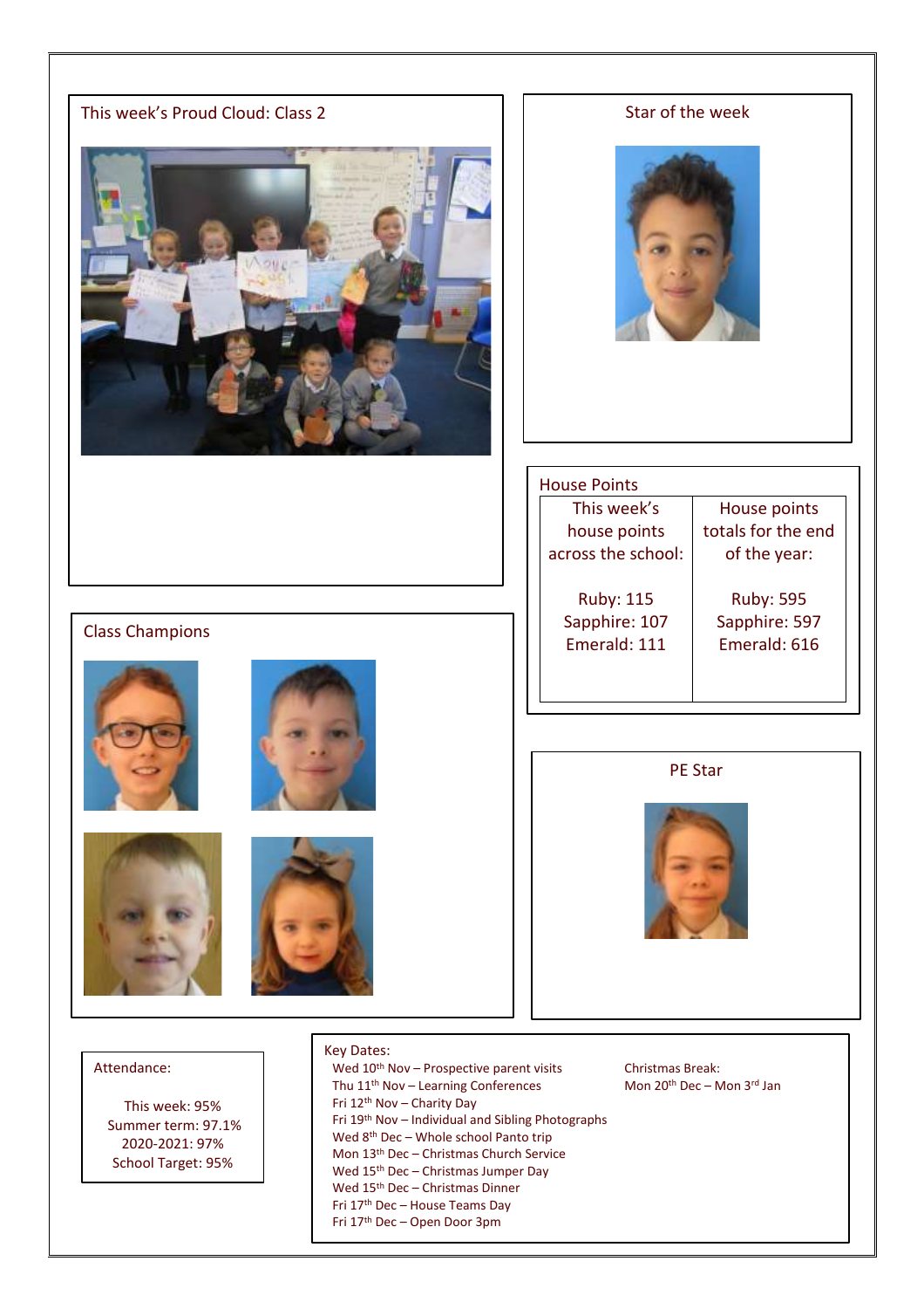## This week's Proud Cloud: Class 2

## Star of the week

## House Points

| This week's house points across the school: | House points totals for the end of the year: |
|---|---|
| Ruby: 115<br>Sapphire: 107<br>Emerald: 111 | Ruby: 595<br>Sapphire: 597<br>Emerald: 616 |

## Class Champions

## PE Star

## Attendance:

This week: 95%
Summer term: 97.1%
2020-2021: 97%
School Target: 95%

## Key Dates:

- Wed 10th Nov – Prospective parent visits
- Thu 11th Nov – Learning Conferences
- Fri 12th Nov – Charity Day
- Fri 19th Nov – Individual and Sibling Photographs
- Wed 8th Dec – Whole school Panto trip
- Mon 13th Dec – Christmas Church Service
- Wed 15th Dec – Christmas Jumper Day
- Wed 15th Dec – Christmas Dinner
- Fri 17th Dec – House Teams Day
- Fri 17th Dec – Open Door 3pm

Christmas Break:
Mon 20th Dec – Mon 3rd Jan